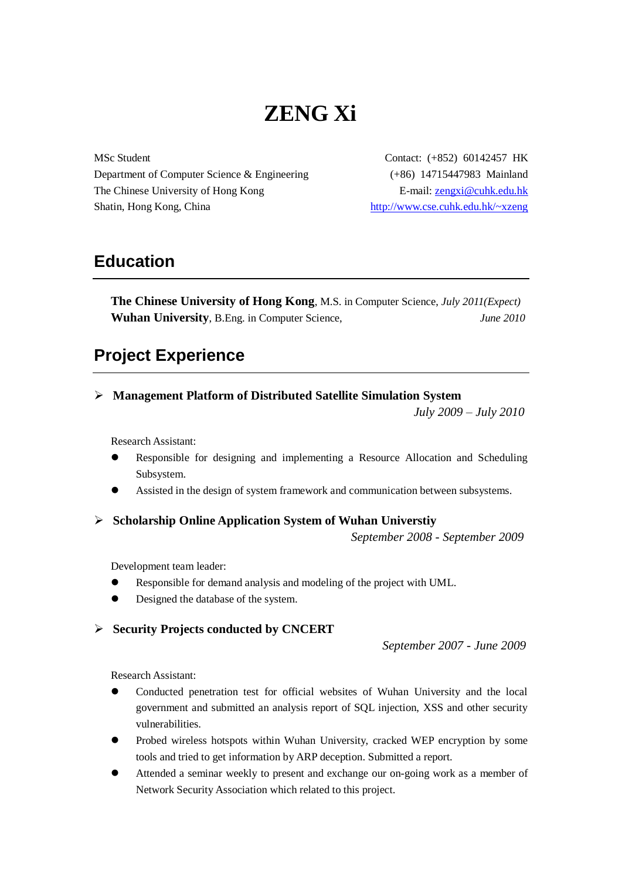# ZENG Xi

MSc Student
Department of Computer Science & Engineering
The Chinese University of Hong Kong
Shatin, Hong Kong, China

Contact: (+852) 60142457 HK
(+86) 14715447983 Mainland
E-mail: zengxi@cuhk.edu.hk
http://www.cse.cuhk.edu.hk/~xzeng

## Education

**The Chinese University of Hong Kong**, M.S. in Computer Science, *July 2011(Expect)*
**Wuhan University**, B.Eng. in Computer Science, *June 2010*

## Project Experience

➢ **Management Platform of Distributed Satellite Simulation System**
*July 2009 – July 2010*

Research Assistant:

- Responsible for designing and implementing a Resource Allocation and Scheduling Subsystem.
- Assisted in the design of system framework and communication between subsystems.

➢ **Scholarship Online Application System of Wuhan Universtiy**
*September 2008 - September 2009*

Development team leader:

- Responsible for demand analysis and modeling of the project with UML.
- Designed the database of the system.

➢ **Security Projects conducted by CNCERT**
*September 2007 - June 2009*

Research Assistant:

- Conducted penetration test for official websites of Wuhan University and the local government and submitted an analysis report of SQL injection, XSS and other security vulnerabilities.
- Probed wireless hotspots within Wuhan University, cracked WEP encryption by some tools and tried to get information by ARP deception. Submitted a report.
- Attended a seminar weekly to present and exchange our on-going work as a member of Network Security Association which related to this project.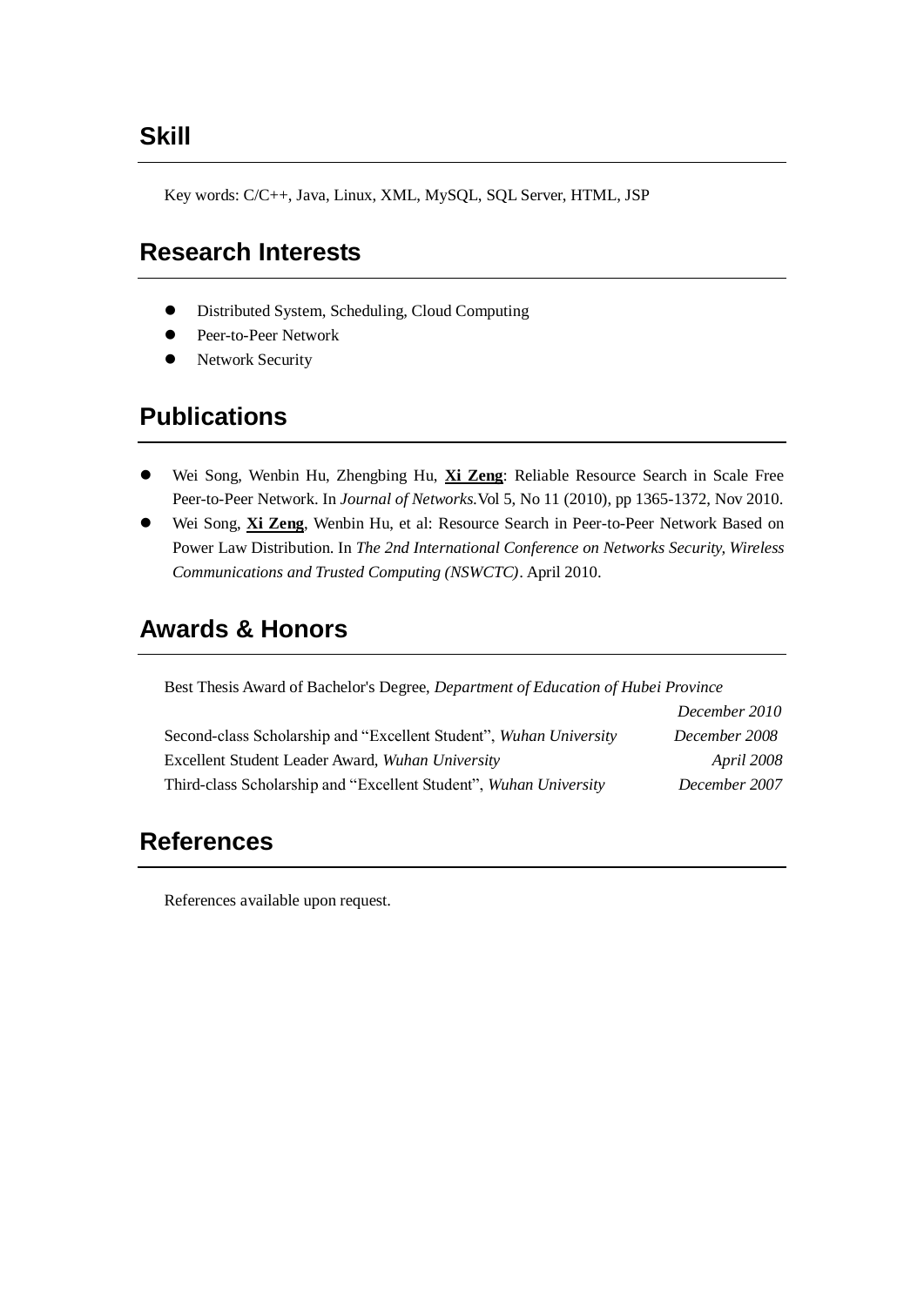## Skill

Key words: C/C++, Java, Linux, XML, MySQL, SQL Server, HTML, JSP

## Research Interests

- Distributed System, Scheduling, Cloud Computing
- Peer-to-Peer Network
- Network Security

## Publications

- Wei Song, Wenbin Hu, Zhengbing Hu, **Xi Zeng**: Reliable Resource Search in Scale Free Peer-to-Peer Network. In *Journal of Networks.*Vol 5, No 11 (2010), pp 1365-1372, Nov 2010.
- Wei Song, **Xi Zeng**, Wenbin Hu, et al: Resource Search in Peer-to-Peer Network Based on Power Law Distribution. In *The 2nd International Conference on Networks Security, Wireless Communications and Trusted Computing (NSWCTC)*. April 2010.

## Awards & Honors

Best Thesis Award of Bachelor's Degree, *Department of Education of Hubei Province* — *December 2010*

Second-class Scholarship and "Excellent Student", *Wuhan University* — *December 2008*

Excellent Student Leader Award, *Wuhan University* — *April 2008*

Third-class Scholarship and "Excellent Student", *Wuhan University* — *December 2007*

## References

References available upon request.